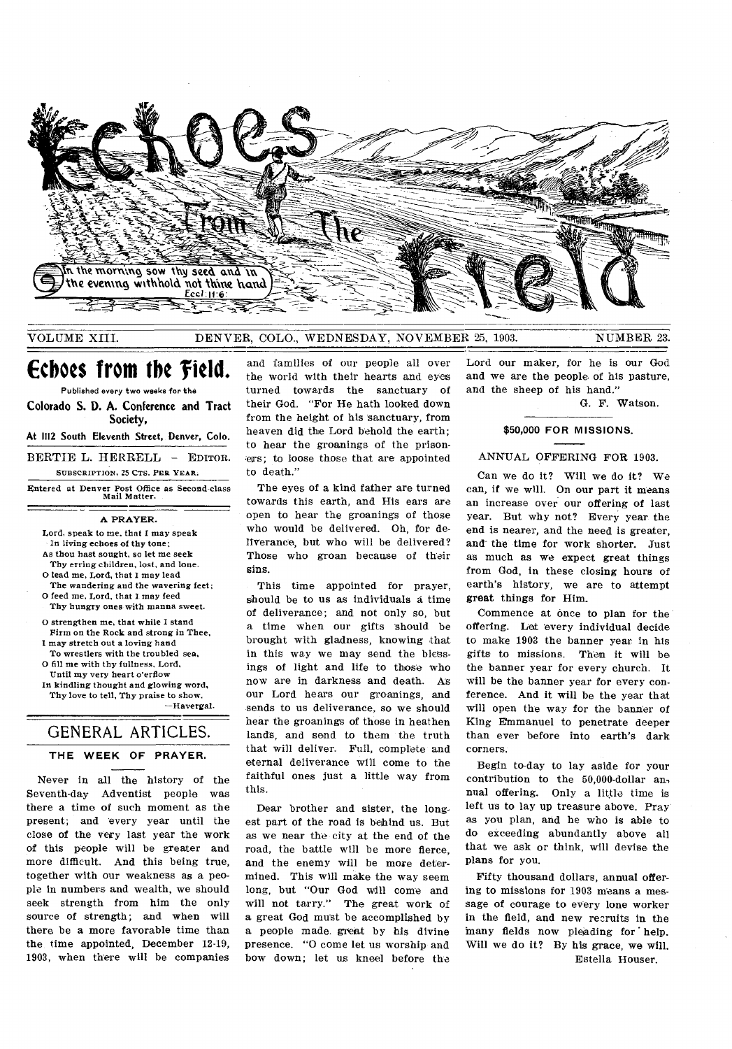# Echoes From The Field

*In the morning sow thy seed and in the evening withhold not thine hand.* Eccl. 11:6.

VOLUME XIII. DENVER, COLO., WEDNESDAY, NOVEMBER 25, 1903. NUMBER 23.

## Echoes from the Field.

Published every two weeks for the

**Colorado S. D. A. Conference and Tract Society,**

**At 1112 South Eleventh Street, Denver, Colo.**

BERTIE L. HERRELL — EDITOR.

SUBSCRIPTION, 25 CTS. PER YEAR.

Entered at Denver Post Office as Second-class Mail Matter.

### A PRAYER.

Lord, speak to me, that I may speak
In living echoes of thy tone;
As thou hast sought, so let me seek
Thy erring children, lost, and lone.
O lead me, Lord, that I may lead
The wandering and the wavering feet;
O feed me, Lord, that I may feed
Thy hungry ones with manna sweet.

O strengthen me, that while I stand
Firm on the Rock and strong in Thee,
I may stretch out a loving hand
To wrestlers with the troubled sea,
O fill me with thy fullness, Lord,
Until my very heart o'erflow
In kindling thought and glowing word,
Thy love to tell, Thy praise to show.

—Havergal.

## GENERAL ARTICLES.

### THE WEEK OF PRAYER.

Never in all the history of the Seventh-day Adventist people was there a time of such moment as the present; and every year until the close of the very last year the work of this people will be greater and more difficult. And this being true, together with our weakness as a people in numbers and wealth, we should seek strength from him the only source of strength; and when will there be a more favorable time than the time appointed, December 12-19, 1903, when there will be companies and families of our people all over the world with their hearts and eyes turned towards the sanctuary of their God. "For He hath looked down from the height of his sanctuary, from heaven did the Lord behold the earth; to hear the groanings of the prisoners; to loose those that are appointed to death."

The eyes of a kind father are turned towards this earth, and His ears are open to hear the groanings of those who would be delivered. Oh, for deliverance, but who will be delivered? Those who groan because of their sins.

This time appointed for prayer, should be to us as individuals a time of deliverance; and not only so, but a time when our gifts should be brought with gladness, knowing that in this way we may send the blessings of light and life to those who now are in darkness and death. As our Lord hears our groanings, and sends to us deliverance, so we should hear the groanings of those in heathen lands, and send to them the truth that will deliver. Full, complete and eternal deliverance will come to the faithful ones just a little way from this.

Dear brother and sister, the longest part of the road is behind us. But as we near the city at the end of the road, the battle will be more fierce, and the enemy will be more determined. This will make the way seem long, but "Our God will come and will not tarry." The great work of a great God must be accomplished by a people made great by his divine presence. "O come let us worship and bow down; let us kneel before the Lord our maker, for he is our God and we are the people of his pasture, and the sheep of his hand."

G. F. Watson.

### $50,000 FOR MISSIONS.

ANNUAL OFFERING FOR 1903.

Can we do it? Will we do it? We can, if we will. On our part it means an increase over our offering of last year. But why not? Every year the end is nearer, and the need is greater, and the time for work shorter. Just as much as we expect great things from God, in these closing hours of earth's history, we are to attempt great things for Him.

Commence at once to plan for the offering. Let every individual decide to make 1903 the banner year in his gifts to missions. Then it will be the banner year for every church. It will be the banner year for every conference. And it will be the year that will open the way for the banner of King Emmanuel to penetrate deeper than ever before into earth's dark corners.

Begin to-day to lay aside for your contribution to the 50,000-dollar annual offering. Only a little time is left us to lay up treasure above. Pray as you plan, and he who is able to do exceeding abundantly above all that we ask or think, will devise the plans for you.

Fifty thousand dollars, annual offering to missions for 1903 means a message of courage to every lone worker in the field, and new recruits in the many fields now pleading for help. Will we do it? By his grace, we will.

Estella Houser.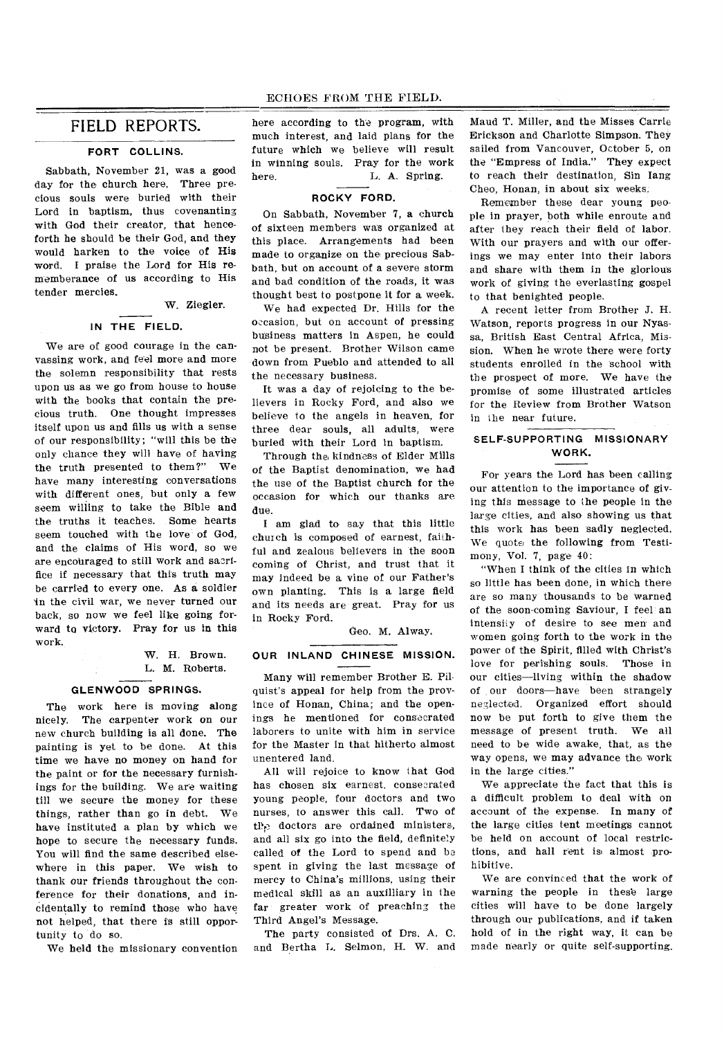# FIELD REPORTS.

## FORT COLLINS.

Sabbath, November 21, was a good day for the church here. Three precious souls were buried with their Lord in baptism, thus covenanting with God their creator, that henceforth he should be their God, and they would harken to the voice of His word. I praise the Lord for His rememberance of us according to His tender mercies.

W. Ziegler.

## IN THE FIELD.

We are of good courage in the canvassing work, and feel more and more the solemn responsibility that rests upon us as we go from house to house with the books that contain the precious truth. One thought impresses itself upon us and fills us with a sense of our responsibility; "will this be the only chance they will have of having the truth presented to them?" We have many interesting conversations with different ones, but only a few seem willing to take the Bible and the truths it teaches. Some hearts seem touched with the love of God, and the claims of His word, so we are encouraged to still work and sacrifice if necessary that this truth may be carried to every one. As a soldier in the civil war, we never turned our back, so now we feel like going forward to victory. Pray for us in this work.

W. H. Brown.
L. M. Roberts.

## GLENWOOD SPRINGS.

The work here is moving along nicely. The carpenter work on our new church building is all done. The painting is yet to be done. At this time we have no money on hand for the paint or for the necessary furnishings for the building. We are waiting till we secure the money for these things, rather than go in debt. We have instituted a plan by which we hope to secure the necessary funds. You will find the same described elsewhere in this paper. We wish to thank our friends throughout the conference for their donations, and incidentally to remind those who have not helped, that there is still opportunity to do so.

We held the missionary convention here according to the program, with much interest, and laid plans for the future which we believe will result in winning souls. Pray for the work here.

L. A. Spring.

## ROCKY FORD.

On Sabbath, November 7, a church of sixteen members was organized at this place. Arrangements had been made to organize on the precious Sabbath, but on account of a severe storm and bad condition of the roads, it was thought best to postpone it for a week.

We had expected Dr. Hills for the occasion, but on account of pressing business matters in Aspen, he could not be present. Brother Wilson came down from Pueblo and attended to all the necessary business.

It was a day of rejoicing to the believers in Rocky Ford, and also we believe to the angels in heaven, for three dear souls, all adults, were buried with their Lord in baptism.

Through the kindness of Elder Mills of the Baptist denomination, we had the use of the Baptist church for the occasion for which our thanks are due.

I am glad to say that this little church is composed of earnest, faithful and zealous believers in the soon coming of Christ, and trust that it may indeed be a vine of our Father's own planting. This is a large field and its needs are great. Pray for us in Rocky Ford.

Geo. M. Alway.

## OUR INLAND CHINESE MISSION.

Many will remember Brother E. Pilquist's appeal for help from the province of Honan, China; and the openings he mentioned for consecrated laborers to unite with him in service for the Master in that hitherto almost unentered land.

All will rejoice to know that God has chosen six earnest, consecrated young people, four doctors and two nurses, to answer this call. Two of the doctors are ordained ministers, and all six go into the field, definitely called of the Lord to spend and be spent in giving the last message of mercy to China's millions, using their medical skill as an auxilliary in the far greater work of preaching the Third Angel's Message.

The party consisted of Drs. A. C. and Bertha L. Selmon, H. W. and Maud T. Miller, and the Misses Carrie Erickson and Charlotte Simpson. They sailed from Vancouver, October 5, on the "Empress of India." They expect to reach their destination, Sin Iang Cheo, Honan, in about six weeks.

Remember these dear young people in prayer, both while enroute and after they reach their field of labor. With our prayers and with our offerings we may enter into their labors and share with them in the glorious work of giving the everlasting gospel to that benighted people.

A recent letter from Brother J. H. Watson, reports progress in our Nyassa, British East Central Africa, Mission. When he wrote there were forty students enrolled in the school with the prospect of more. We have the promise of some illustrated articles for the Review from Brother Watson in the near future.

## SELF-SUPPORTING MISSIONARY WORK.

For years the Lord has been calling our attention to the importance of giving this message to the people in the large cities, and also showing us that this work has been sadly neglected. We quote the following from Testimony, Vol. 7, page 40:

"When I think of the cities in which so little has been done, in which there are so many thousands to be warned of the soon-coming Saviour, I feel an intensity of desire to see men and women going forth to the work in the power of the Spirit, filled with Christ's love for perishing souls. Those in our cities—living within the shadow of our doors—have been strangely neglected. Organized effort should now be put forth to give them the message of present truth. We all need to be wide awake, that, as the way opens, we may advance the work in the large cities."

We appreciate the fact that this is a difficult problem to deal with on account of the expense. In many of the large cities tent meetings cannot be held on account of local restrictions, and hall rent is almost prohibitive.

We are convinced that the work of warning the people in these large cities will have to be done largely through our publications, and if taken hold of in the right way, it can be made nearly or quite self-supporting.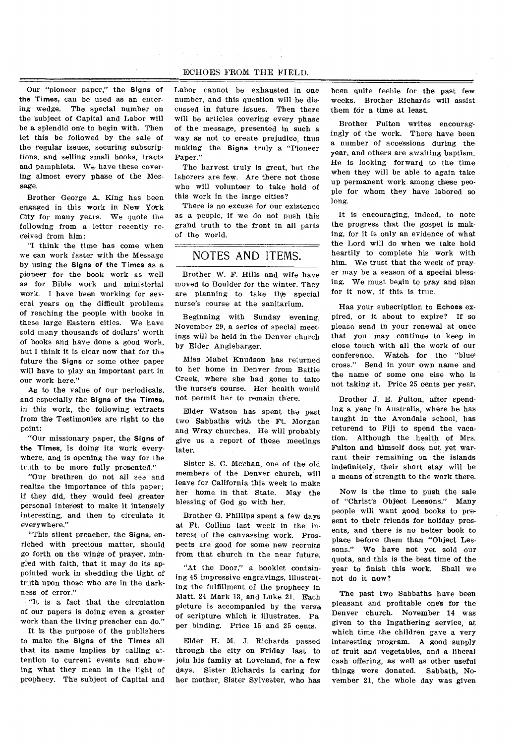Our "pioneer paper," the **Signs of the Times**, can be used as an entering wedge. The special number on the subject of Capital and Labor will be a splendid one to begin with. Then let this be followed by the sale of the regular issues, securing subscriptions, and selling small books, tracts and pamphlets. We have these covering almost every phase of the Message.

Brother George A. King has been engaged in this work in New York City for many years. We quote the following from a letter recently received from him:

"I think the time has come when we can work faster with the Message by using the **Signs of the Times** as a pioneer for the book work as well as for Bible work and ministerial work. I have been working for several years on the difficult problems of reaching the people with books in these large Eastern cities. We have sold many thousands of dollars' worth of books and have done a good work, but I think it is clear now that for the future the **Signs** or some other paper will have to play an important part in our work here."

As to the value of our periodicals, and especially the **Signs of the Times**, in this work, the following extracts from the Testimonies are right to the point:

"Our missionary paper, the **Signs of the Times**, is doing its work everywhere, and is opening the way for the truth to be more fully presented."

"Our brethren do not all see and realize the importance of this paper; if they did, they would feel greater personal interest to make it intensely interesting, and then to circulate it everywhere."

"This silent preacher, the **Signs**, enriched with precious matter, should go forth on the wings of prayer, mingled with faith, that it may do its appointed work in shedding the light of truth upon those who are in the darkness of error."

"It is a fact that the circulation of our papers is doing even a greater work than the living preacher can do."

It is the purpose of the publishers to make the **Signs of the Times** all that its name implies by calling attention to current events and showing what they mean in the light of prophecy. The subject of Capital and Labor cannot be exhausted in one number, and this question will be discussed in future issues. Then there will be articles covering every phase of the message, presented in such a way as not to create prejudice, thus making the **Signs** truly a "Pioneer Paper."

The harvest truly is great, but the laborers are few. Are there not those who will volunteer to take hold of this work in the large cities?

There is no excuse for our existence as a people, if we do not push this grand truth to the front in all parts of the world.

## NOTES AND ITEMS.

Brother W. F. Hills and wife have moved to Boulder for the winter. They are planning to take the special nurse's course at the sanitarium.

Beginning with Sunday evening, November 29, a series of special meetings will be held in the Denver church by Elder Anglebarger.

Miss Mabel Knudson has returned to her home in Denver from Battle Creek, where she had gone to take the nurse's course. Her health would not permit her to remain there.

Elder Watson has spent the past two Sabbaths with the Ft. Morgan and Wray churches. He will probably give us a report of these meetings later.

Sister S. C. Meehan, one of the old members of the Denver church, will leave for California this week to make her home in that State. May the blessing of God go with her.

Brother G. Phillips spent a few days at Ft. Collins last week in the interest of the canvassing work. Prospects are good for some new recruits from that church in the near future.

"At the Door," a booklet containing 45 impressive engravings, illustrating the fulfillment of the prophecy in Matt. 24 Mark 13, and Luke 21. Each picture is accompanied by the verse of scripture which it illustrates. Paper binding. Price 15 and 25 cents.

Elder H. M. J. Richards passed through the city on Friday last to join his family at Loveland, for a few days. Sister Richards is caring for her mother, Sister Sylvester, who has been quite feeble for the past few weeks. Brother Richards will assist them for a time at least.

Brother Fulton writes encouragingly of the work. There have been a number of accessions during the year, and others are awaiting baptism. He is looking forward to the time when they will be able to again take up permanent work among these people for whom they have labored so long.

It is encouraging, indeed, to note the progress that the gospel is making, for it is only an evidence of what the Lord will do when we take hold heartily to complete his work with him. We trust that the week of prayer may be a season of a special blessing. We must begin to pray and plan for it now, if this is true.

Has your subscription to **Echoes** expired, or it about to expire? If so please send in your renewal at once that you may continue to keep in close touch with all the work of our conference. Watch for the "blue cross." Send in your own name and the name of some one else who is not taking it. Price 25 cents per year.

Brother J. E. Fulton, after spending a year in Australia, where he has taught in the Avondale school, has returend to Fiji to spend the vacation. Although the health of Mrs. Fulton and himself does not yet warrant their remaining on the islands indefinitely, their short stay will be a means of strength to the work there.

Now is the time to push the sale of "Christ's Object Lessons." Many people will want good books to present to their friends for holiday presents, and there is no better book to place before them than "Object Lessons." We have not yet sold our quota, and this is the best time of the year to finish this work. Shall we not do it now?

The past two Sabbaths have been pleasant and profitable ones for the Denver church. November 14 was given to the Ingathering service, at which time the children gave a very interesting program. A good supply of fruit and vegetables, and a liberal cash offering, as well as other useful things were donated. Sabbath, November 21, the whole day was given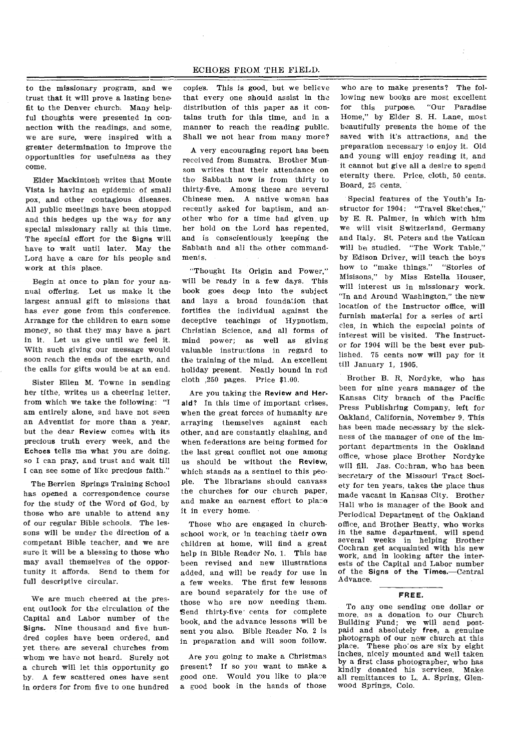to the missionary program, and we trust that it will prove a lasting benefit to the Denver church. Many helpful thoughts were presented in connection with the readings, and some, we are sure, were inspired with a greater determination to improve the opportunities for usefulness as they come.

Elder Mackintosh writes that Monte Vista is having an epidemic of small pox, and other contagious diseases. All public meetings have been stopped and this hedges up the way for any special missionary rally at this time. The special effort for the **Signs** will have to wait until later. May the Lord have a care for his people and work at this place.

Begin at once to plan for your annual offering. Let us make it the largest annual gift to missions that has ever gone from this conference. Arrange for the children to earn some money, so that they may have a part in it. Let us give until we feel it. With such giving our message would soon reach the ends of the earth, and the calls for gifts would be at an end.

Sister Ellen M. Towne in sending her tithe, writes us a cheering letter, from which we take the following: "I am entirely alone, and have not seen an Adventist for more than a year, but the dear **Review** comes with its precious truth every week, and the **Echoes** tells me what you are doing, so I can pray, and trust and wait till I can see some of like precious faith."

The Berrien Springs Training School has opened a correspondence course for the study of the Word of God, by those who are unable to attend any of our regular Bible schools. The lessons will be under the direction of a competant Bible teacher, and we are sure it will be a blessing to those who may avail themselves of the opportunity it affords. Send to them for full descriptive circular.

We are much cheered at the present outlook for the circulation of the Capital and Labor number of the **Signs**. Nine thousand and five hundred copies have been ordered, and yet there are several churches from whom we have not heard. Surely not a church will let this opportunity go by. A few scattered ones have sent in orders for from five to one hundred copies. This is good, but we believe that every one should assist in the distribution of this paper as it contains truth for this time, and in a manner to reach the reading public. Shall we not hear from many more?

A very encouraging report has been received from Sumatra. Brother Munson writes that their attendance on the Sabbath now is from thirty to thirty-five. Among these are several Chinese men. A native woman has recently asked for baptism, and another who for a time had given up her hold on the Lord has repented, and is conscientiously keeping the Sabbath and all the other commandments.

"Thought Its Origin and Power," will be ready in a few days. This book goes deep into the subject and lays a broad foundation that fortifies the individual against the deceptive teachings of Hypnotism, Christian Science, and all forms of mind power; as well as giving valuable instructions in regard to the training of the mind. An excellent holiday present. Neatly bound in red cloth ,250 pages. Price $1.00.

Are you taking the **Review and Herald**? In this time of important crises, when the great forces of humanity are arraying themselves against each other, and are constantly clashing, and when federations are being formed for the last great conflict not one among us should be without the **Review**, which stands as a sentinel to this people. The librarians should canvass the churches for our church paper, and make an earnest effort to place it in every home.

Those who are engaged in church-school work, or in teaching their own children at home, will find a great help in Bible Reader No. 1. This has been revised and new illustrations added, and will be ready for use in a few weeks. The first few lessons are bound separately for the use of those who are now needing them. Send thirty-five cents for complete book, and the advance lessons will be sent you also. Bible Reader No. 2 is in preparation and will soon follow.

Are you going to make a Christmas present? If so you want to make a good one. Would you like to place a good book in the hands of those who are to make presents? The following new books are most excellent for this purpose. "Our Paradise Home," by Elder S. H. Lane, most beautifully presents the home of the saved with it's attractions, and the preparation necessary to enjoy it. Old and young will enjoy reading it, and it cannot but give all a desire to spend eternity there. Price, cloth, 50 cents. Board, 25 cents.

Special features of the Youth's Instructor for 1904: "Travel Sketches," by E. R. Palmer, in which with him we will visit Switzerland, Germany and Italy. St. Peters and the Vatican will be studied. "The Work Table," by Edison Driver, will teach the boys how to "make things." "Stories of Misisons," by Miss Estella Houser, will interest us in missionary work. "In and Around Washington," the new location of the Instructor office, will furnish material for a series of articles, in which the especial points of interest will be visited. The Instructor for 1904 will be the best ever published. 75 cents now will pay for it till January 1, 1905.

Brother B. R. Nordyke, who has been for nine years manager of the Kansas City branch of the Pacific Press Publishring Company, left for Oakland, California, November 9. This has been made necessary by the sickness of the manager of one of the important departments in the Oakland office, whose place Brother Nordyke will fill. Jas. Cochran, who has been secretary of the Missouri Tract Society for ten years, takes the place thus made vacant in Kansas City. Brother Hall who is manager of the Book and Periodical Department of the Oakland office, and Brother Beatty, who works in the same department, will spend several weeks in helping Brother Cochran get acquainted with his new work, and in looking after the interests of the Capital and Labor number of the **Signs of the Times**.—Central Advance.

---

## FREE.

To any one sending one dollar or more, as a donation to our Church Building Fund; we will send postpaid and absolutely **free**, a genuine photograph of our new church at this place. These photos are six by eight inches, nicely mounted and well taken by a first class photographer, who has kindly donated his services. Make all remittances to L. A. Spring, Glenwood Springs, Colo.